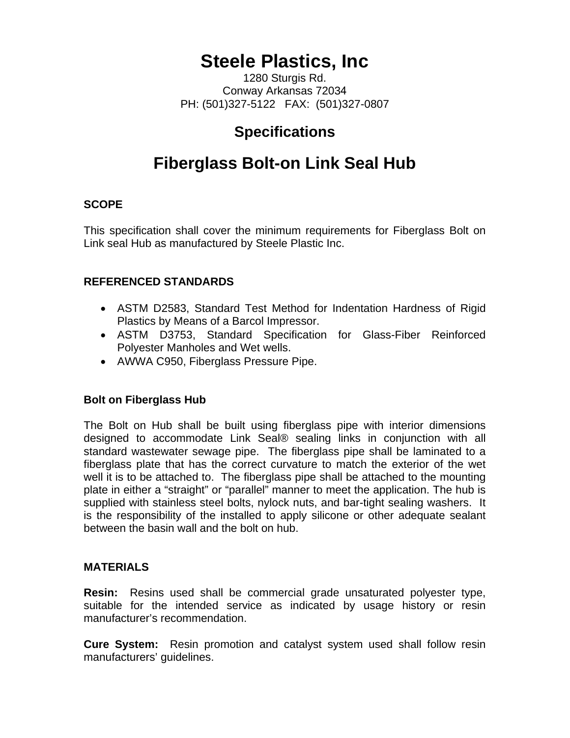# Steele Plastics, Inc

1280 Sturgis Rd.
Conway Arkansas 72034
PH: (501)327-5122 FAX: (501)327-0807

## Specifications

## Fiberglass Bolt-on Link Seal Hub

### SCOPE

This specification shall cover the minimum requirements for Fiberglass Bolt on Link seal Hub as manufactured by Steele Plastic Inc.

### REFERENCED STANDARDS

- ASTM D2583, Standard Test Method for Indentation Hardness of Rigid Plastics by Means of a Barcol Impressor.
- ASTM D3753, Standard Specification for Glass-Fiber Reinforced Polyester Manholes and Wet wells.
- AWWA C950, Fiberglass Pressure Pipe.

### Bolt on Fiberglass Hub

The Bolt on Hub shall be built using fiberglass pipe with interior dimensions designed to accommodate Link Seal® sealing links in conjunction with all standard wastewater sewage pipe. The fiberglass pipe shall be laminated to a fiberglass plate that has the correct curvature to match the exterior of the wet well it is to be attached to. The fiberglass pipe shall be attached to the mounting plate in either a "straight" or "parallel" manner to meet the application. The hub is supplied with stainless steel bolts, nylock nuts, and bar-tight sealing washers. It is the responsibility of the installed to apply silicone or other adequate sealant between the basin wall and the bolt on hub.

### MATERIALS

**Resin:** Resins used shall be commercial grade unsaturated polyester type, suitable for the intended service as indicated by usage history or resin manufacturer's recommendation.

**Cure System:** Resin promotion and catalyst system used shall follow resin manufacturers' guidelines.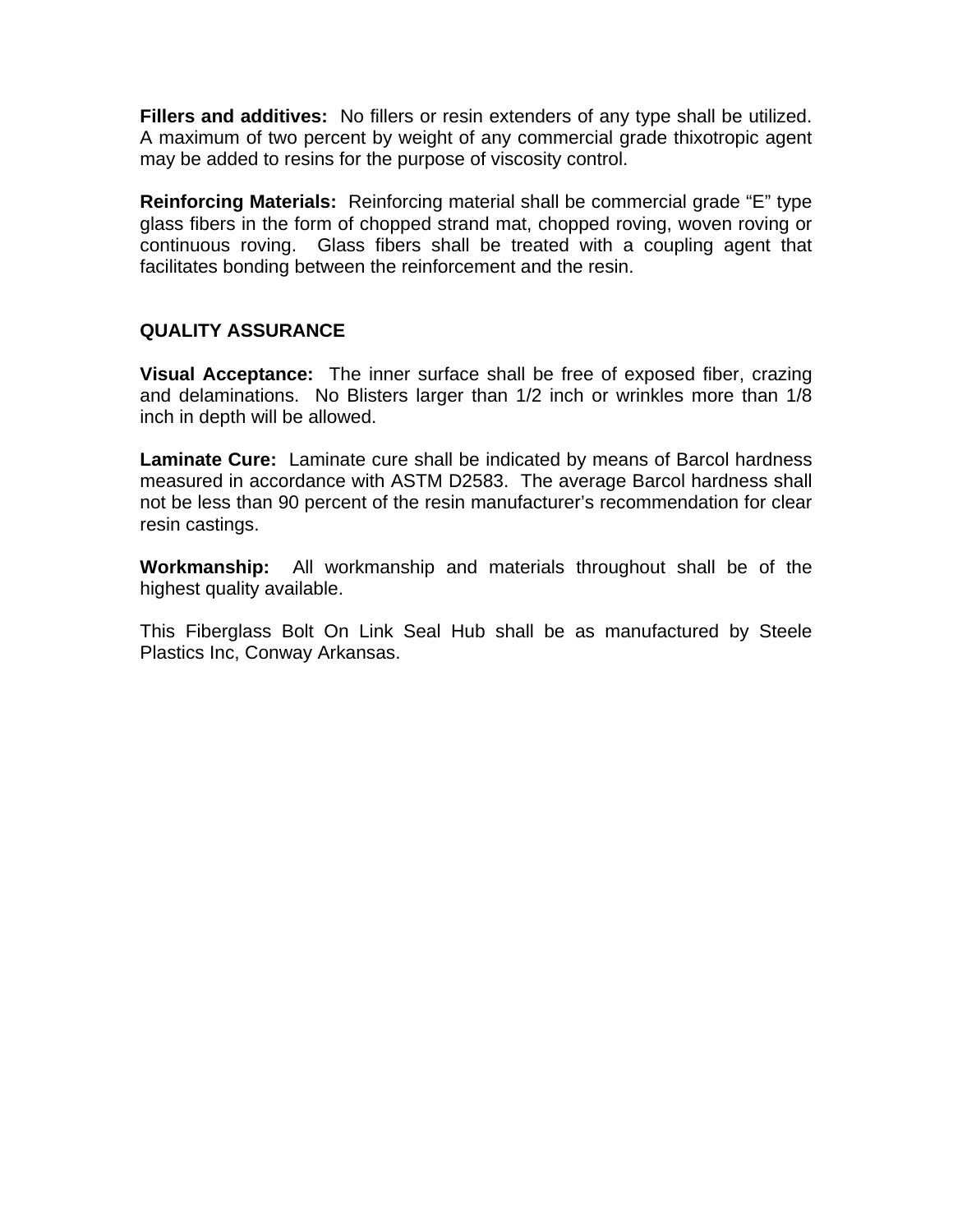**Fillers and additives:** No fillers or resin extenders of any type shall be utilized. A maximum of two percent by weight of any commercial grade thixotropic agent may be added to resins for the purpose of viscosity control.

**Reinforcing Materials:** Reinforcing material shall be commercial grade "E" type glass fibers in the form of chopped strand mat, chopped roving, woven roving or continuous roving. Glass fibers shall be treated with a coupling agent that facilitates bonding between the reinforcement and the resin.

## QUALITY ASSURANCE

**Visual Acceptance:** The inner surface shall be free of exposed fiber, crazing and delaminations. No Blisters larger than 1/2 inch or wrinkles more than 1/8 inch in depth will be allowed.

**Laminate Cure:** Laminate cure shall be indicated by means of Barcol hardness measured in accordance with ASTM D2583. The average Barcol hardness shall not be less than 90 percent of the resin manufacturer's recommendation for clear resin castings.

**Workmanship:** All workmanship and materials throughout shall be of the highest quality available.

This Fiberglass Bolt On Link Seal Hub shall be as manufactured by Steele Plastics Inc, Conway Arkansas.